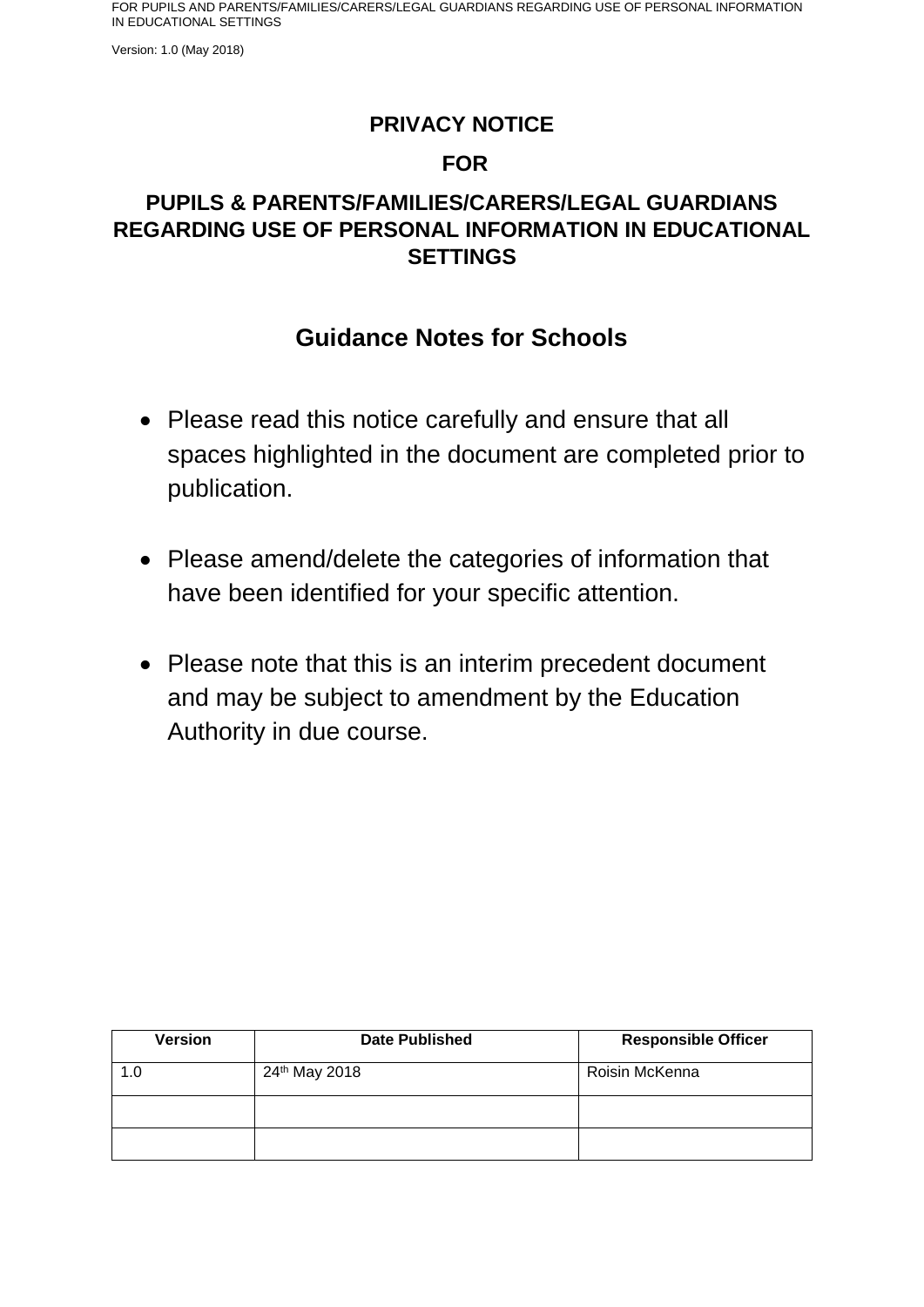# PRIVACY NOTICE

# FOR

# PUPILS & PARENTS/FAMILIES/CARERS/LEGAL GUARDIANS REGARDING USE OF PERSONAL INFORMATION IN EDUCATIONAL SETTINGS

## Guidance Notes for Schools

- Please read this notice carefully and ensure that all spaces highlighted in the document are completed prior to publication.
- Please amend/delete the categories of information that have been identified for your specific attention.
- Please note that this is an interim precedent document and may be subject to amendment by the Education Authority in due course.

| Version | Date Published | Responsible Officer |
| --- | --- | --- |
| 1.0 | 24th May 2018 | Roisin McKenna |
| | | |
| | | |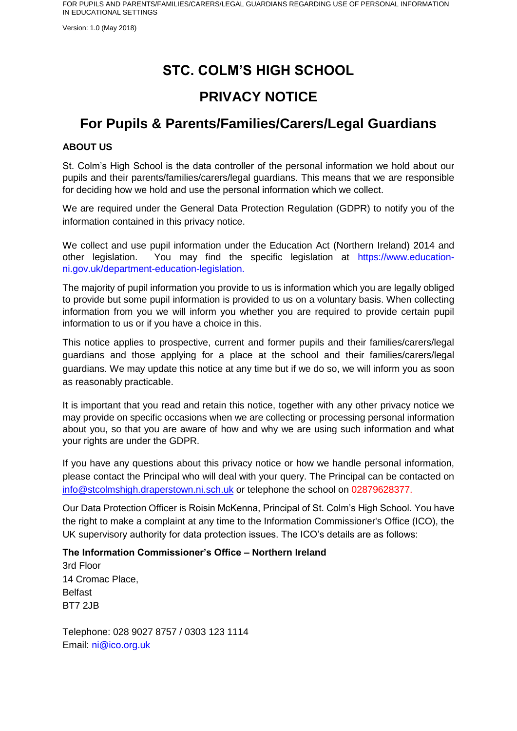# STC. COLM'S HIGH SCHOOL

# PRIVACY NOTICE

## For Pupils & Parents/Families/Carers/Legal Guardians

### ABOUT US

St. Colm's High School is the data controller of the personal information we hold about our pupils and their parents/families/carers/legal guardians. This means that we are responsible for deciding how we hold and use the personal information which we collect.

We are required under the General Data Protection Regulation (GDPR) to notify you of the information contained in this privacy notice.

We collect and use pupil information under the Education Act (Northern Ireland) 2014 and other legislation. You may find the specific legislation at https://www.education-ni.gov.uk/department-education-legislation.

The majority of pupil information you provide to us is information which you are legally obliged to provide but some pupil information is provided to us on a voluntary basis. When collecting information from you we will inform you whether you are required to provide certain pupil information to us or if you have a choice in this.

This notice applies to prospective, current and former pupils and their families/carers/legal guardians and those applying for a place at the school and their families/carers/legal guardians. We may update this notice at any time but if we do so, we will inform you as soon as reasonably practicable.

It is important that you read and retain this notice, together with any other privacy notice we may provide on specific occasions when we are collecting or processing personal information about you, so that you are aware of how and why we are using such information and what your rights are under the GDPR.

If you have any questions about this privacy notice or how we handle personal information, please contact the Principal who will deal with your query. The Principal can be contacted on info@stcolmshigh.draperstown.ni.sch.uk or telephone the school on 02879628377.

Our Data Protection Officer is Roisin McKenna, Principal of St. Colm's High School. You have the right to make a complaint at any time to the Information Commissioner's Office (ICO), the UK supervisory authority for data protection issues. The ICO's details are as follows:

**The Information Commissioner's Office – Northern Ireland**
3rd Floor
14 Cromac Place,
Belfast
BT7 2JB

Telephone: 028 9027 8757 / 0303 123 1114
Email: ni@ico.org.uk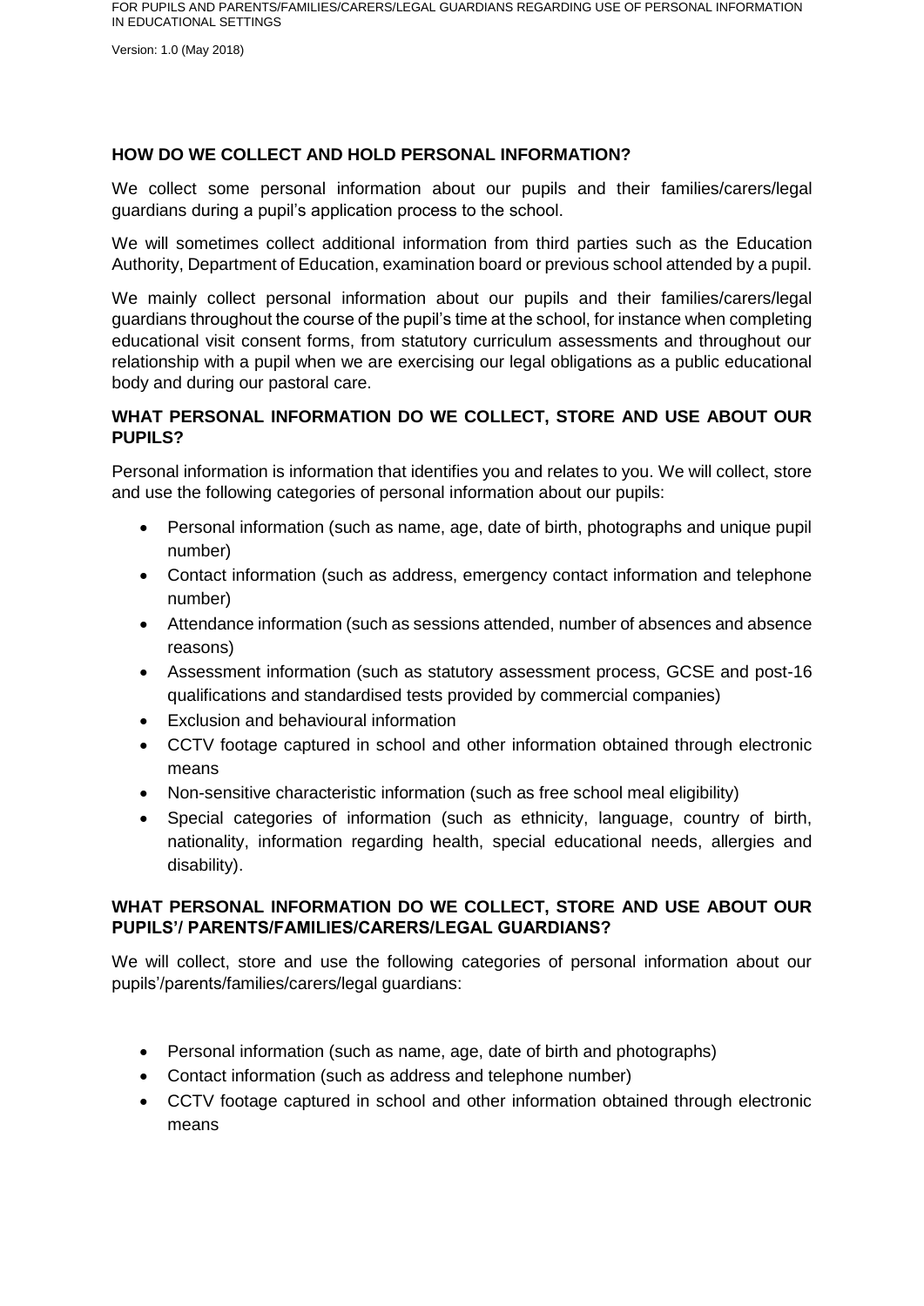## HOW DO WE COLLECT AND HOLD PERSONAL INFORMATION?

We collect some personal information about our pupils and their families/carers/legal guardians during a pupil's application process to the school.

We will sometimes collect additional information from third parties such as the Education Authority, Department of Education, examination board or previous school attended by a pupil.

We mainly collect personal information about our pupils and their families/carers/legal guardians throughout the course of the pupil's time at the school, for instance when completing educational visit consent forms, from statutory curriculum assessments and throughout our relationship with a pupil when we are exercising our legal obligations as a public educational body and during our pastoral care.

## WHAT PERSONAL INFORMATION DO WE COLLECT, STORE AND USE ABOUT OUR PUPILS?

Personal information is information that identifies you and relates to you. We will collect, store and use the following categories of personal information about our pupils:

- Personal information (such as name, age, date of birth, photographs and unique pupil number)
- Contact information (such as address, emergency contact information and telephone number)
- Attendance information (such as sessions attended, number of absences and absence reasons)
- Assessment information (such as statutory assessment process, GCSE and post-16 qualifications and standardised tests provided by commercial companies)
- Exclusion and behavioural information
- CCTV footage captured in school and other information obtained through electronic means
- Non-sensitive characteristic information (such as free school meal eligibility)
- Special categories of information (such as ethnicity, language, country of birth, nationality, information regarding health, special educational needs, allergies and disability).

## WHAT PERSONAL INFORMATION DO WE COLLECT, STORE AND USE ABOUT OUR PUPILS'/ PARENTS/FAMILIES/CARERS/LEGAL GUARDIANS?

We will collect, store and use the following categories of personal information about our pupils'/parents/families/carers/legal guardians:

- Personal information (such as name, age, date of birth and photographs)
- Contact information (such as address and telephone number)
- CCTV footage captured in school and other information obtained through electronic means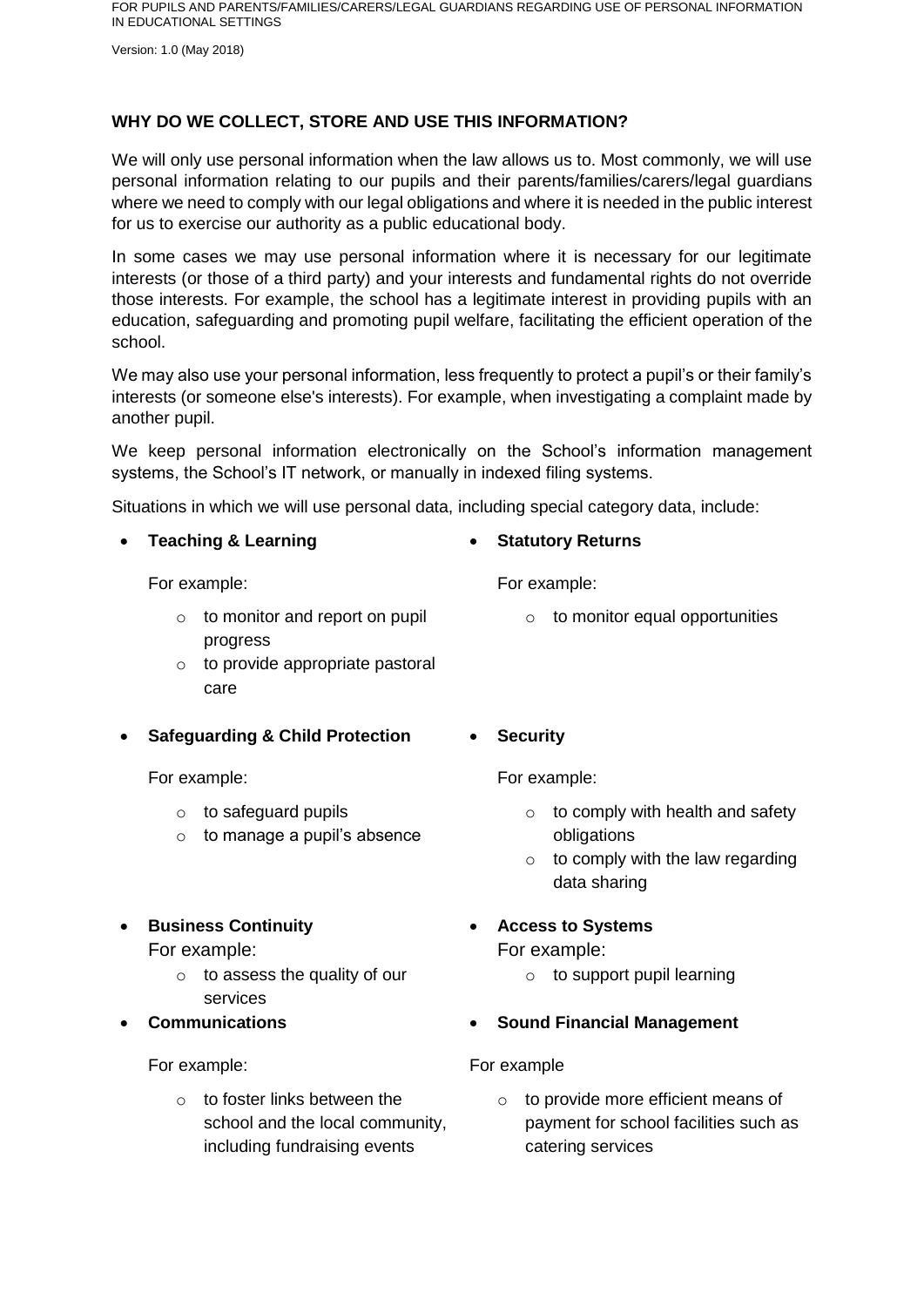**WHY DO WE COLLECT, STORE AND USE THIS INFORMATION?**

We will only use personal information when the law allows us to. Most commonly, we will use personal information relating to our pupils and their parents/families/carers/legal guardians where we need to comply with our legal obligations and where it is needed in the public interest for us to exercise our authority as a public educational body.

In some cases we may use personal information where it is necessary for our legitimate interests (or those of a third party) and your interests and fundamental rights do not override those interests. For example, the school has a legitimate interest in providing pupils with an education, safeguarding and promoting pupil welfare, facilitating the efficient operation of the school.

We may also use your personal information, less frequently to protect a pupil's or their family's interests (or someone else's interests). For example, when investigating a complaint made by another pupil.

We keep personal information electronically on the School's information management systems, the School's IT network, or manually in indexed filing systems.

Situations in which we will use personal data, including special category data, include:

- **Teaching & Learning**

  For example:

  - to monitor and report on pupil progress
  - to provide appropriate pastoral care

- **Safeguarding & Child Protection**

  For example:

  - to safeguard pupils
  - to manage a pupil's absence

- **Business Continuity**

  For example:

  - to assess the quality of our services

- **Communications**

  For example:

  - to foster links between the school and the local community, including fundraising events

- **Statutory Returns**

  For example:

  - to monitor equal opportunities

- **Security**

  For example:

  - to comply with health and safety obligations
  - to comply with the law regarding data sharing

- **Access to Systems**

  For example:

  - to support pupil learning

- **Sound Financial Management**

  For example

  - to provide more efficient means of payment for school facilities such as catering services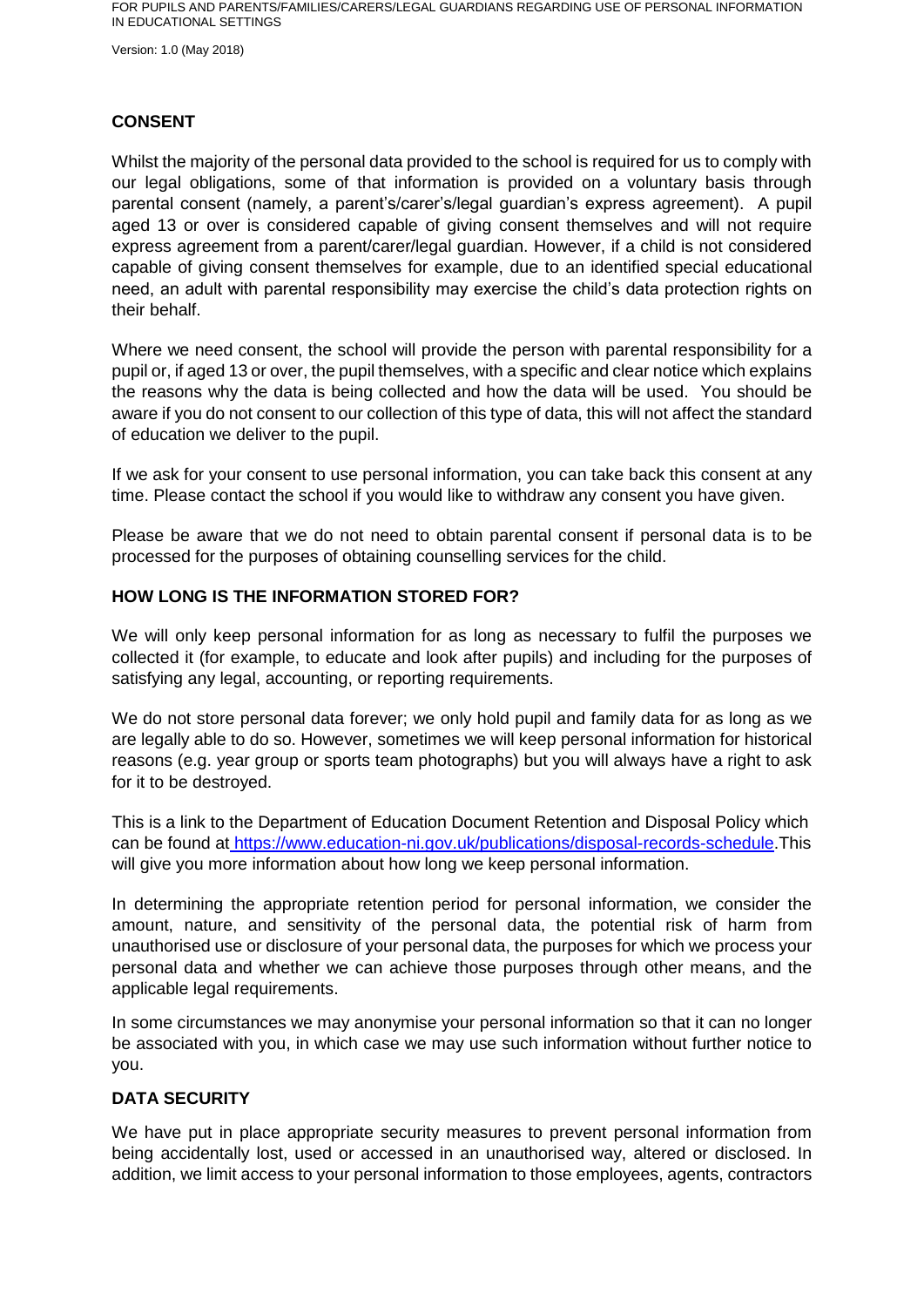## CONSENT

Whilst the majority of the personal data provided to the school is required for us to comply with our legal obligations, some of that information is provided on a voluntary basis through parental consent (namely, a parent's/carer's/legal guardian's express agreement). A pupil aged 13 or over is considered capable of giving consent themselves and will not require express agreement from a parent/carer/legal guardian. However, if a child is not considered capable of giving consent themselves for example, due to an identified special educational need, an adult with parental responsibility may exercise the child's data protection rights on their behalf.

Where we need consent, the school will provide the person with parental responsibility for a pupil or, if aged 13 or over, the pupil themselves, with a specific and clear notice which explains the reasons why the data is being collected and how the data will be used. You should be aware if you do not consent to our collection of this type of data, this will not affect the standard of education we deliver to the pupil.

If we ask for your consent to use personal information, you can take back this consent at any time. Please contact the school if you would like to withdraw any consent you have given.

Please be aware that we do not need to obtain parental consent if personal data is to be processed for the purposes of obtaining counselling services for the child.

## HOW LONG IS THE INFORMATION STORED FOR?

We will only keep personal information for as long as necessary to fulfil the purposes we collected it (for example, to educate and look after pupils) and including for the purposes of satisfying any legal, accounting, or reporting requirements.

We do not store personal data forever; we only hold pupil and family data for as long as we are legally able to do so. However, sometimes we will keep personal information for historical reasons (e.g. year group or sports team photographs) but you will always have a right to ask for it to be destroyed.

This is a link to the Department of Education Document Retention and Disposal Policy which can be found at https://www.education-ni.gov.uk/publications/disposal-records-schedule.This will give you more information about how long we keep personal information.

In determining the appropriate retention period for personal information, we consider the amount, nature, and sensitivity of the personal data, the potential risk of harm from unauthorised use or disclosure of your personal data, the purposes for which we process your personal data and whether we can achieve those purposes through other means, and the applicable legal requirements.

In some circumstances we may anonymise your personal information so that it can no longer be associated with you, in which case we may use such information without further notice to you.

## DATA SECURITY

We have put in place appropriate security measures to prevent personal information from being accidentally lost, used or accessed in an unauthorised way, altered or disclosed. In addition, we limit access to your personal information to those employees, agents, contractors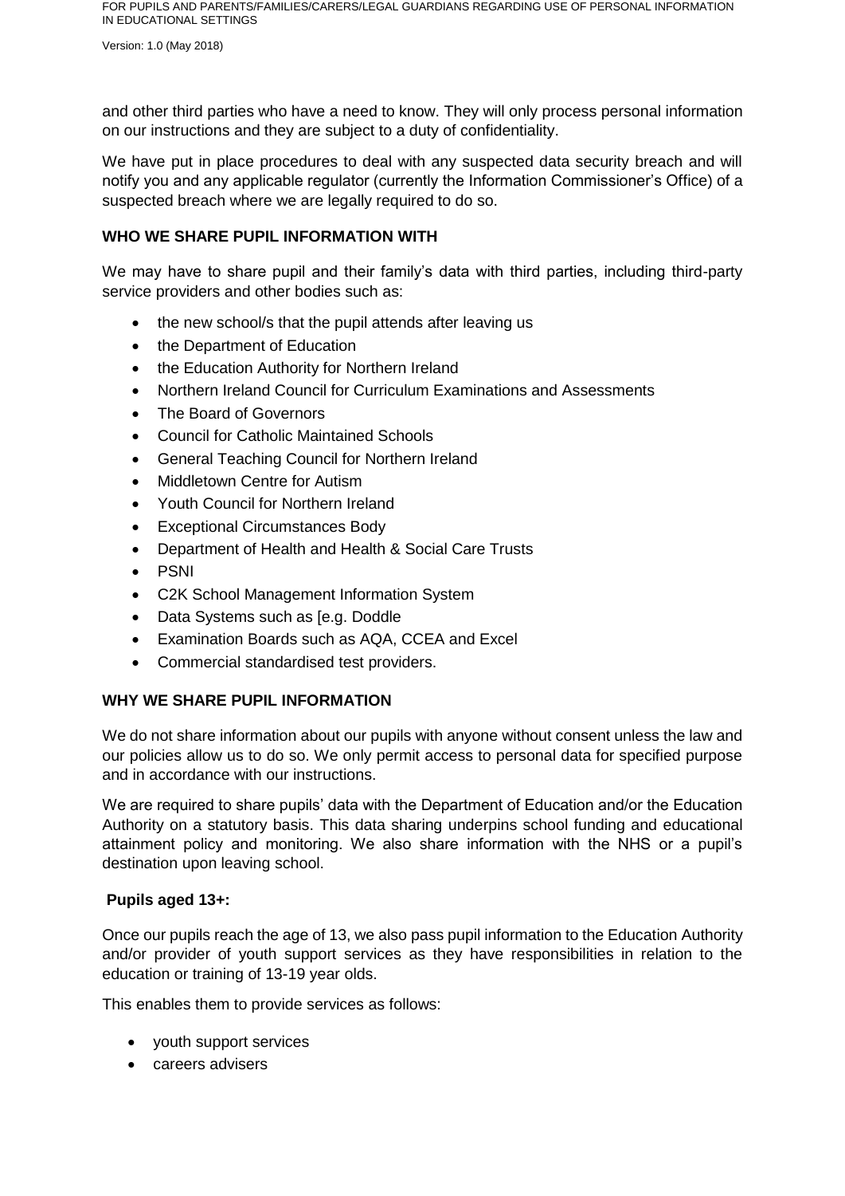and other third parties who have a need to know. They will only process personal information on our instructions and they are subject to a duty of confidentiality.

We have put in place procedures to deal with any suspected data security breach and will notify you and any applicable regulator (currently the Information Commissioner's Office) of a suspected breach where we are legally required to do so.

## WHO WE SHARE PUPIL INFORMATION WITH

We may have to share pupil and their family's data with third parties, including third-party service providers and other bodies such as:

- the new school/s that the pupil attends after leaving us
- the Department of Education
- the Education Authority for Northern Ireland
- Northern Ireland Council for Curriculum Examinations and Assessments
- The Board of Governors
- Council for Catholic Maintained Schools
- General Teaching Council for Northern Ireland
- Middletown Centre for Autism
- Youth Council for Northern Ireland
- Exceptional Circumstances Body
- Department of Health and Health & Social Care Trusts
- PSNI
- C2K School Management Information System
- Data Systems such as [e.g. Doddle
- Examination Boards such as AQA, CCEA and Excel
- Commercial standardised test providers.

## WHY WE SHARE PUPIL INFORMATION

We do not share information about our pupils with anyone without consent unless the law and our policies allow us to do so. We only permit access to personal data for specified purpose and in accordance with our instructions.

We are required to share pupils' data with the Department of Education and/or the Education Authority on a statutory basis. This data sharing underpins school funding and educational attainment policy and monitoring. We also share information with the NHS or a pupil's destination upon leaving school.

### Pupils aged 13+:

Once our pupils reach the age of 13, we also pass pupil information to the Education Authority and/or provider of youth support services as they have responsibilities in relation to the education or training of 13-19 year olds.

This enables them to provide services as follows:

- youth support services
- careers advisers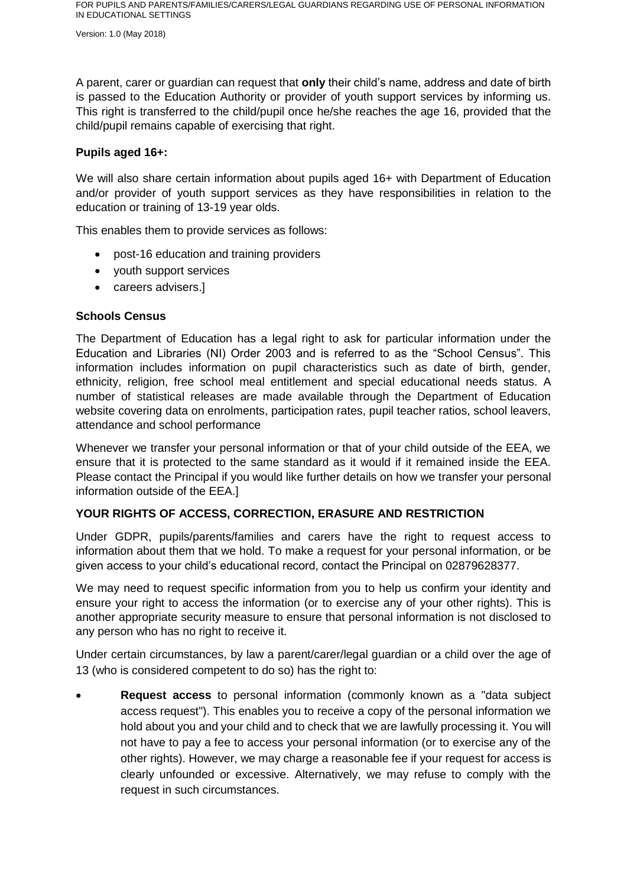A parent, carer or guardian can request that **only** their child's name, address and date of birth is passed to the Education Authority or provider of youth support services by informing us. This right is transferred to the child/pupil once he/she reaches the age 16, provided that the child/pupil remains capable of exercising that right.

**Pupils aged 16+:**

We will also share certain information about pupils aged 16+ with Department of Education and/or provider of youth support services as they have responsibilities in relation to the education or training of 13-19 year olds.

This enables them to provide services as follows:

- post-16 education and training providers
- youth support services
- careers advisers.]

**Schools Census**

The Department of Education has a legal right to ask for particular information under the Education and Libraries (NI) Order 2003 and is referred to as the "School Census". This information includes information on pupil characteristics such as date of birth, gender, ethnicity, religion, free school meal entitlement and special educational needs status. A number of statistical releases are made available through the Department of Education website covering data on enrolments, participation rates, pupil teacher ratios, school leavers, attendance and school performance

Whenever we transfer your personal information or that of your child outside of the EEA, we ensure that it is protected to the same standard as it would if it remained inside the EEA. Please contact the Principal if you would like further details on how we transfer your personal information outside of the EEA.]

**YOUR RIGHTS OF ACCESS, CORRECTION, ERASURE AND RESTRICTION**

Under GDPR, pupils/parents/families and carers have the right to request access to information about them that we hold. To make a request for your personal information, or be given access to your child's educational record, contact the Principal on 02879628377.

We may need to request specific information from you to help us confirm your identity and ensure your right to access the information (or to exercise any of your other rights). This is another appropriate security measure to ensure that personal information is not disclosed to any person who has no right to receive it.

Under certain circumstances, by law a parent/carer/legal guardian or a child over the age of 13 (who is considered competent to do so) has the right to:

- **Request access** to personal information (commonly known as a "data subject access request"). This enables you to receive a copy of the personal information we hold about you and your child and to check that we are lawfully processing it. You will not have to pay a fee to access your personal information (or to exercise any of the other rights). However, we may charge a reasonable fee if your request for access is clearly unfounded or excessive. Alternatively, we may refuse to comply with the request in such circumstances.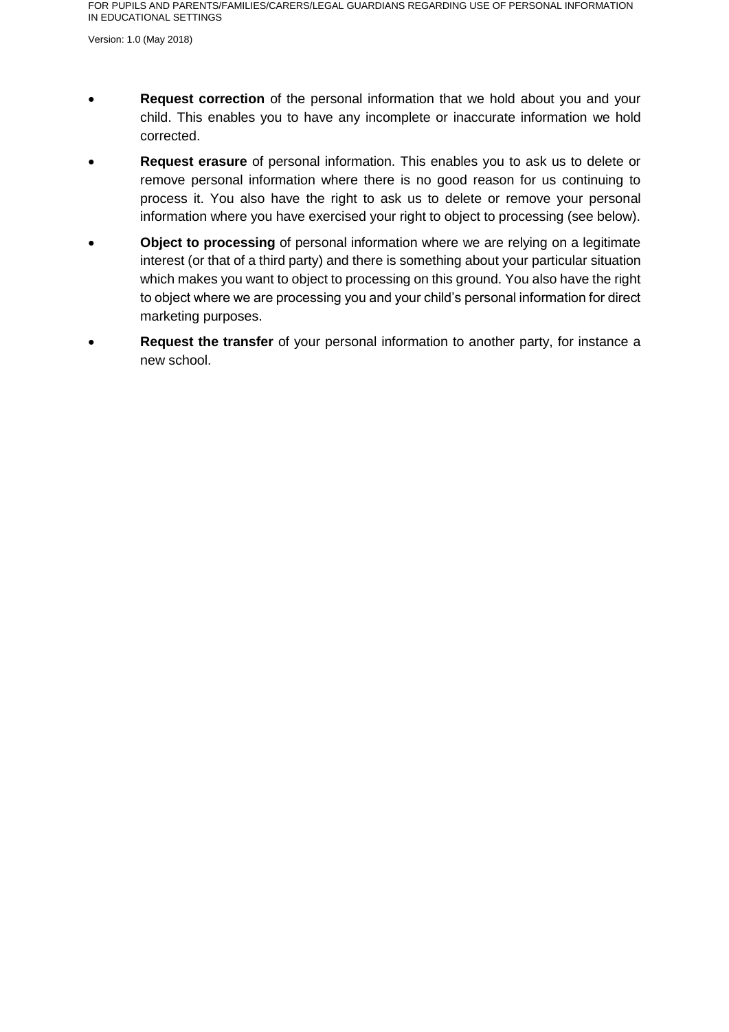- **Request correction** of the personal information that we hold about you and your child. This enables you to have any incomplete or inaccurate information we hold corrected.
- **Request erasure** of personal information. This enables you to ask us to delete or remove personal information where there is no good reason for us continuing to process it. You also have the right to ask us to delete or remove your personal information where you have exercised your right to object to processing (see below).
- **Object to processing** of personal information where we are relying on a legitimate interest (or that of a third party) and there is something about your particular situation which makes you want to object to processing on this ground. You also have the right to object where we are processing you and your child's personal information for direct marketing purposes.
- **Request the transfer** of your personal information to another party, for instance a new school.